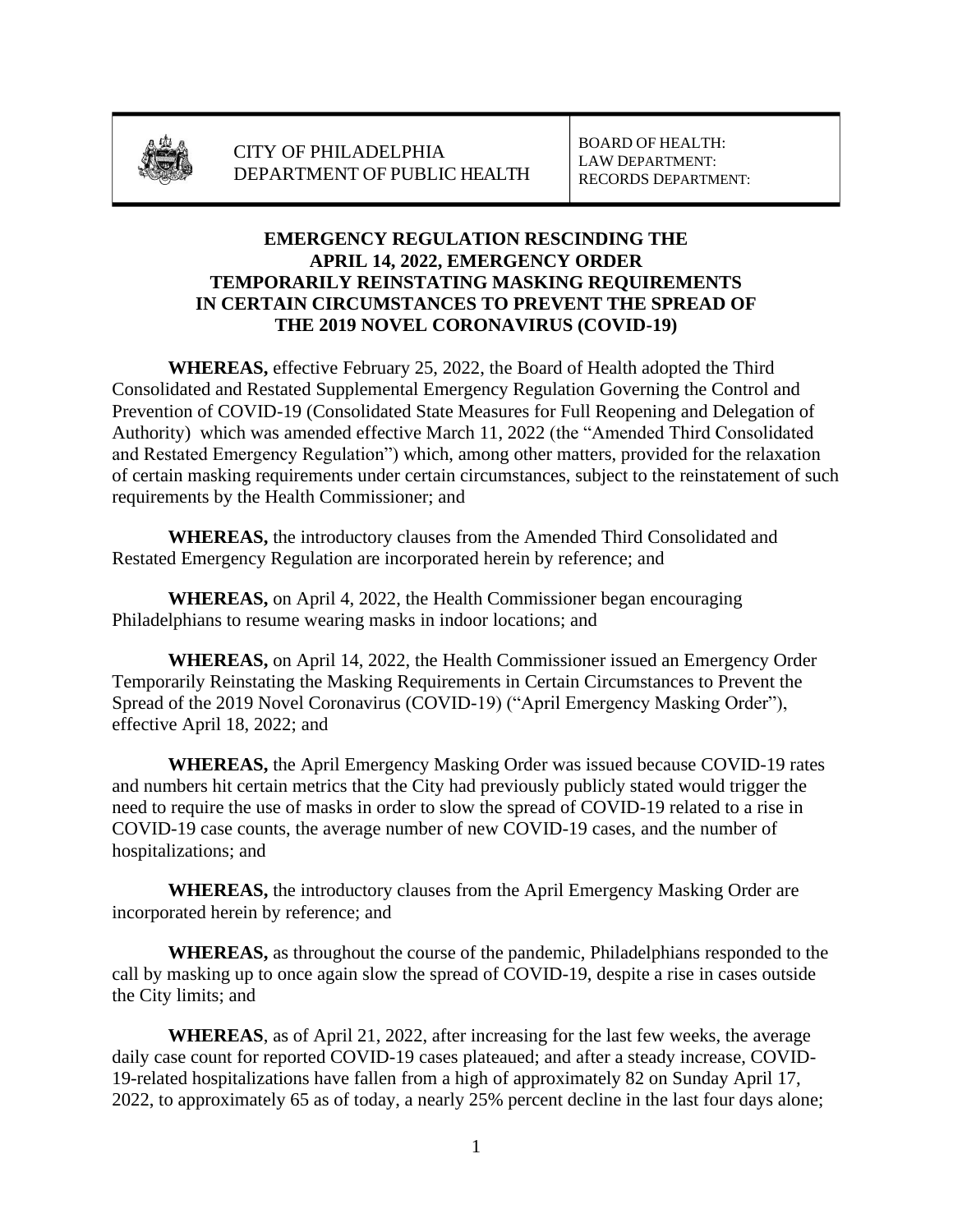CITY OF PHILADELPHIA
DEPARTMENT OF PUBLIC HEALTH

BOARD OF HEALTH:
LAW DEPARTMENT:
RECORDS DEPARTMENT:

**EMERGENCY REGULATION RESCINDING THE APRIL 14, 2022, EMERGENCY ORDER TEMPORARILY REINSTATING MASKING REQUIREMENTS IN CERTAIN CIRCUMSTANCES TO PREVENT THE SPREAD OF THE 2019 NOVEL CORONAVIRUS (COVID-19)**

**WHEREAS,** effective February 25, 2022, the Board of Health adopted the Third Consolidated and Restated Supplemental Emergency Regulation Governing the Control and Prevention of COVID-19 (Consolidated State Measures for Full Reopening and Delegation of Authority) which was amended effective March 11, 2022 (the "Amended Third Consolidated and Restated Emergency Regulation") which, among other matters, provided for the relaxation of certain masking requirements under certain circumstances, subject to the reinstatement of such requirements by the Health Commissioner; and

**WHEREAS,** the introductory clauses from the Amended Third Consolidated and Restated Emergency Regulation are incorporated herein by reference; and

**WHEREAS,** on April 4, 2022, the Health Commissioner began encouraging Philadelphians to resume wearing masks in indoor locations; and

**WHEREAS,** on April 14, 2022, the Health Commissioner issued an Emergency Order Temporarily Reinstating the Masking Requirements in Certain Circumstances to Prevent the Spread of the 2019 Novel Coronavirus (COVID-19) ("April Emergency Masking Order"), effective April 18, 2022; and

**WHEREAS,** the April Emergency Masking Order was issued because COVID-19 rates and numbers hit certain metrics that the City had previously publicly stated would trigger the need to require the use of masks in order to slow the spread of COVID-19 related to a rise in COVID-19 case counts, the average number of new COVID-19 cases, and the number of hospitalizations; and

**WHEREAS,** the introductory clauses from the April Emergency Masking Order are incorporated herein by reference; and

**WHEREAS,** as throughout the course of the pandemic, Philadelphians responded to the call by masking up to once again slow the spread of COVID-19, despite a rise in cases outside the City limits; and

**WHEREAS**, as of April 21, 2022, after increasing for the last few weeks, the average daily case count for reported COVID-19 cases plateaued; and after a steady increase, COVID-19-related hospitalizations have fallen from a high of approximately 82 on Sunday April 17, 2022, to approximately 65 as of today, a nearly 25% percent decline in the last four days alone;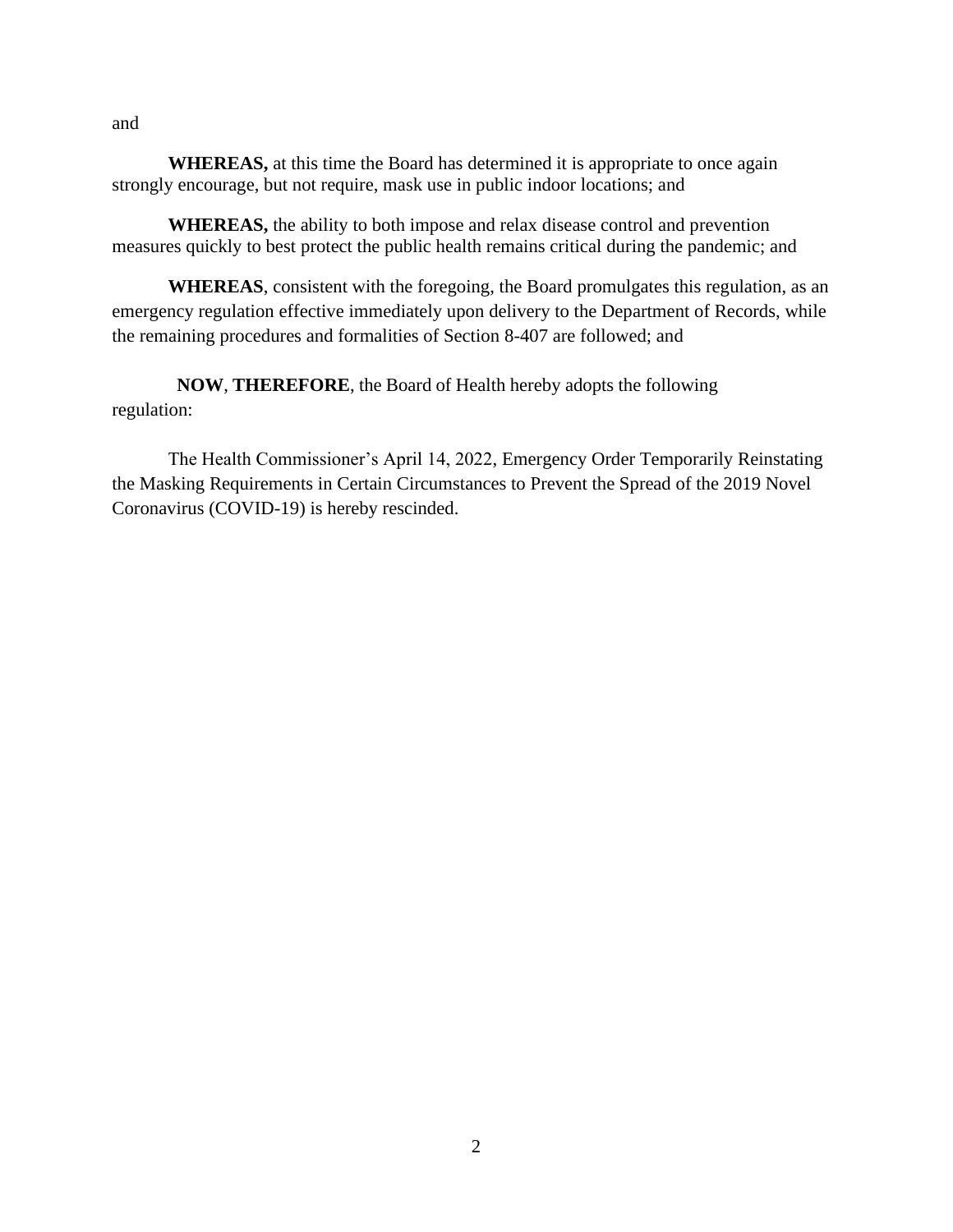and

**WHEREAS,** at this time the Board has determined it is appropriate to once again strongly encourage, but not require, mask use in public indoor locations; and

**WHEREAS,** the ability to both impose and relax disease control and prevention measures quickly to best protect the public health remains critical during the pandemic; and

**WHEREAS**, consistent with the foregoing, the Board promulgates this regulation, as an emergency regulation effective immediately upon delivery to the Department of Records, while the remaining procedures and formalities of Section 8-407 are followed; and

**NOW**, **THEREFORE**, the Board of Health hereby adopts the following regulation:

The Health Commissioner's April 14, 2022, Emergency Order Temporarily Reinstating the Masking Requirements in Certain Circumstances to Prevent the Spread of the 2019 Novel Coronavirus (COVID-19) is hereby rescinded.